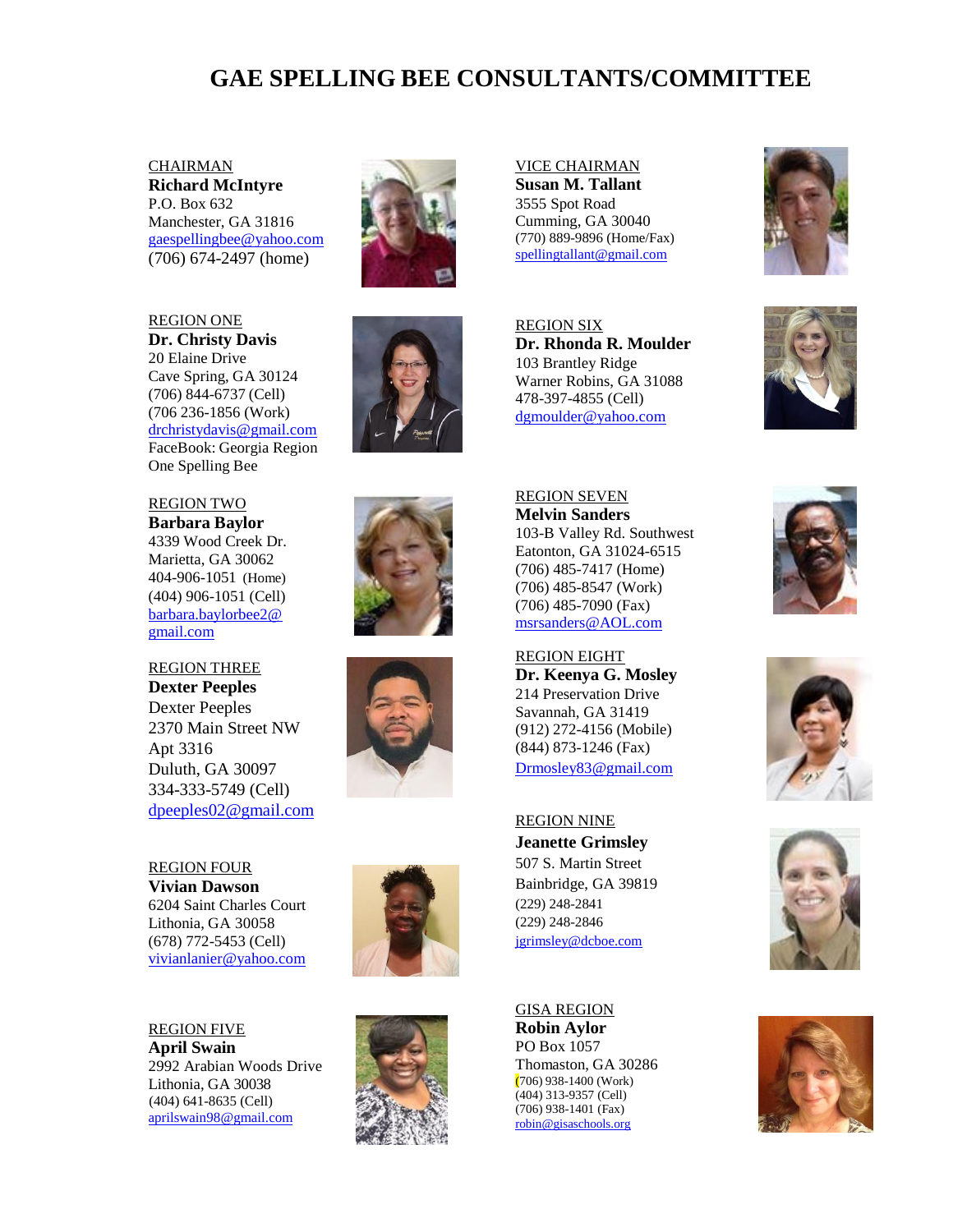# GAE SPELLING BEE CONSULTANTS/COMMITTEE

CHAIRMAN
**Richard McIntyre**
P.O. Box 632
Manchester, GA 31816
gaespellingbee@yahoo.com
(706) 674-2497 (home)

REGION ONE
**Dr. Christy Davis**
20 Elaine Drive
Cave Spring, GA 30124
(706) 844-6737 (Cell)
(706 236-1856 (Work)
drchristydavis@gmail.com
FaceBook: Georgia Region One Spelling Bee

REGION TWO
**Barbara Baylor**
4339 Wood Creek Dr.
Marietta, GA 30062
404-906-1051 (Home)
(404) 906-1051 (Cell)
barbara.baylorbee2@gmail.com

REGION THREE
**Dexter Peeples**
Dexter Peeples
2370 Main Street NW
Apt 3316
Duluth, GA 30097
334-333-5749 (Cell)
dpeeples02@gmail.com

REGION FOUR
**Vivian Dawson**
6204 Saint Charles Court
Lithonia, GA 30058
(678) 772-5453 (Cell)
vivianlanier@yahoo.com

REGION FIVE
**April Swain**
2992 Arabian Woods Drive
Lithonia, GA 30038
(404) 641-8635 (Cell)
aprilswain98@gmail.com

VICE CHAIRMAN
**Susan M. Tallant**
3555 Spot Road
Cumming, GA 30040
(770) 889-9896 (Home/Fax)
spellingtallant@gmail.com

REGION SIX
**Dr. Rhonda R. Moulder**
103 Brantley Ridge
Warner Robins, GA 31088
478-397-4855 (Cell)
dgmoulder@yahoo.com

REGION SEVEN
**Melvin Sanders**
103-B Valley Rd. Southwest
Eatonton, GA 31024-6515
(706) 485-7417 (Home)
(706) 485-8547 (Work)
(706) 485-7090 (Fax)
msrsanders@AOL.com

REGION EIGHT
**Dr. Keenya G. Mosley**
214 Preservation Drive
Savannah, GA 31419
(912) 272-4156 (Mobile)
(844) 873-1246 (Fax)
Drmosley83@gmail.com

REGION NINE
**Jeanette Grimsley**
507 S. Martin Street
Bainbridge, GA 39819
(229) 248-2841
(229) 248-2846
jgrimsley@dcboe.com

GISA REGION
**Robin Aylor**
PO Box 1057
Thomaston, GA 30286
(706) 938-1400 (Work)
(404) 313-9357 (Cell)
(706) 938-1401 (Fax)
robin@gisaschools.org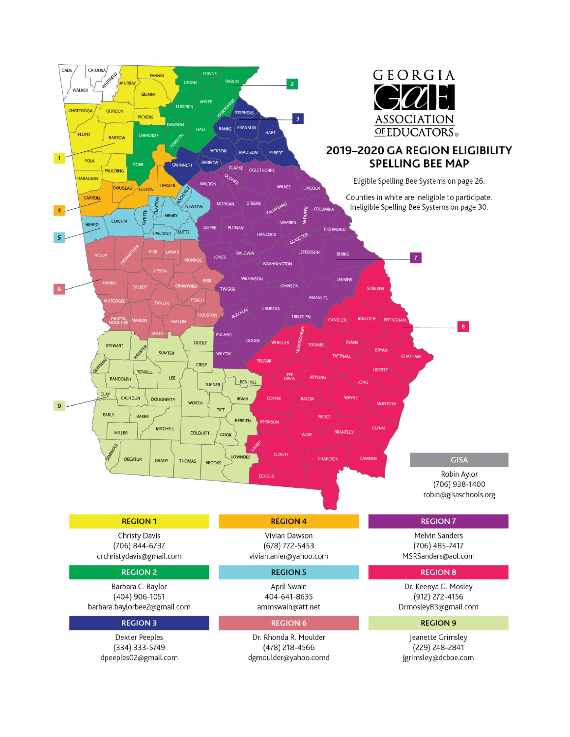# GEORGIA
## ASSOCIATION OF EDUCATORS

## 2019–2020 GA REGION ELIGIBILITY SPELLING BEE MAP

Eligible Spelling Bee Systems on page 26.

Counties in white are ineligible to participate. Ineligible Spelling Bee Systems on page 30.

**GISA**

Robin Aylor
(706) 938-1400
robin@gisaschools.org

**REGION 1**

Christy Davis
(706) 844-6737
drchristydavis@gmail.com

**REGION 2**

Barbara C. Baylor
(404) 906-1051
barbara.baylorbee2@gmail.com

**REGION 3**

Dexter Peeples
(334) 333-5749
dpeeples02@gmail.com

**REGION 4**

Vivian Dawson
(678) 772-5453
vivianlanier@yahoo.com

**REGION 5**

April Swain
404-641-8635
ammswain@att.net

**REGION 6**

Dr. Rhonda R. Moulder
(478) 218-4566
dgmoulder@yahoo.comd

**REGION 7**

Melvin Sanders
(706) 485-7417
MSRSanders@aol.com

**REGION 8**

Dr. Keenya G. Mosley
(912) 272-4156
Drmosley83@gmail.com

**REGION 9**

Jeanette Grimsley
(229) 248-2841
jgrimsley@dcboe.com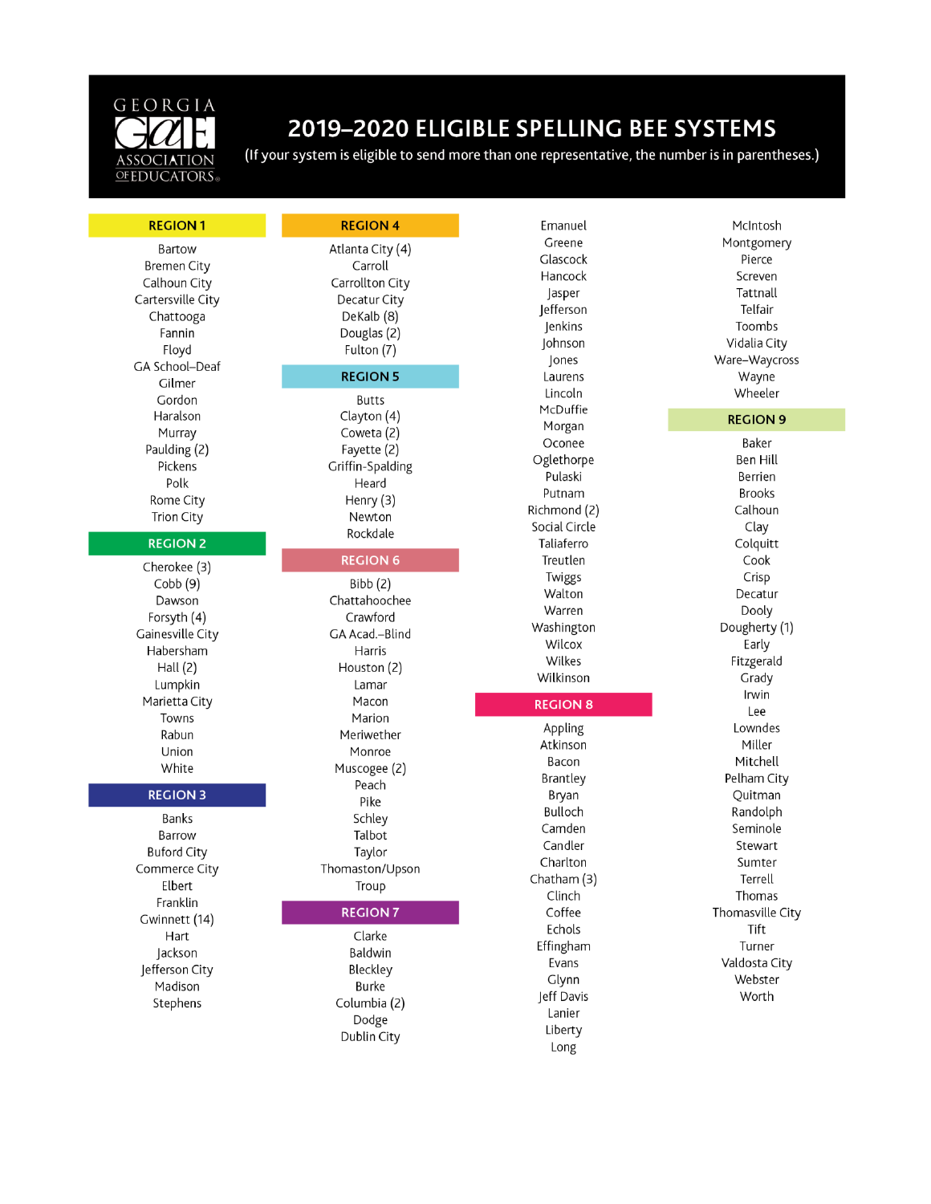GEORGIA ASSOCIATION OF EDUCATORS

# 2019–2020 ELIGIBLE SPELLING BEE SYSTEMS

(If your system is eligible to send more than one representative, the number is in parentheses.)

## REGION 1

Bartow
Bremen City
Calhoun City
Cartersville City
Chattooga
Fannin
Floyd
GA School–Deaf
Gilmer
Gordon
Haralson
Murray
Paulding (2)
Pickens
Polk
Rome City
Trion City

## REGION 2

Cherokee (3)
Cobb (9)
Dawson
Forsyth (4)
Gainesville City
Habersham
Hall (2)
Lumpkin
Marietta City
Towns
Rabun
Union
White

## REGION 3

Banks
Barrow
Buford City
Commerce City
Elbert
Franklin
Gwinnett (14)
Hart
Jackson
Jefferson City
Madison
Stephens

## REGION 4

Atlanta City (4)
Carroll
Carrollton City
Decatur City
DeKalb (8)
Douglas (2)
Fulton (7)

## REGION 5

Butts
Clayton (4)
Coweta (2)
Fayette (2)
Griffin-Spalding
Heard
Henry (3)
Newton
Rockdale

## REGION 6

Bibb (2)
Chattahoochee
Crawford
GA Acad.–Blind
Harris
Houston (2)
Lamar
Macon
Marion
Meriwether
Monroe
Muscogee (2)
Peach
Pike
Schley
Talbot
Taylor
Thomaston/Upson
Troup

## REGION 7

Clarke
Baldwin
Bleckley
Burke
Columbia (2)
Dodge
Dublin City
Emanuel
Greene
Glascock
Hancock
Jasper
Jefferson
Jenkins
Johnson
Jones
Laurens
Lincoln
McDuffie
Morgan
Oconee
Oglethorpe
Pulaski
Putnam
Richmond (2)
Social Circle
Taliaferro
Treutlen
Twiggs
Walton
Warren
Washington
Wilcox
Wilkes
Wilkinson

## REGION 8

Appling
Atkinson
Bacon
Brantley
Bryan
Bulloch
Camden
Candler
Charlton
Chatham (3)
Clinch
Coffee
Echols
Effingham
Evans
Glynn
Jeff Davis
Lanier
Liberty
Long
McIntosh
Montgomery
Pierce
Screven
Tattnall
Telfair
Toombs
Vidalia City
Ware–Waycross
Wayne
Wheeler

## REGION 9

Baker
Ben Hill
Berrien
Brooks
Calhoun
Clay
Colquitt
Cook
Crisp
Decatur
Dooly
Dougherty (1)
Early
Fitzgerald
Grady
Irwin
Lee
Lowndes
Miller
Mitchell
Pelham City
Quitman
Randolph
Seminole
Stewart
Sumter
Terrell
Thomas
Thomasville City
Tift
Turner
Valdosta City
Webster
Worth